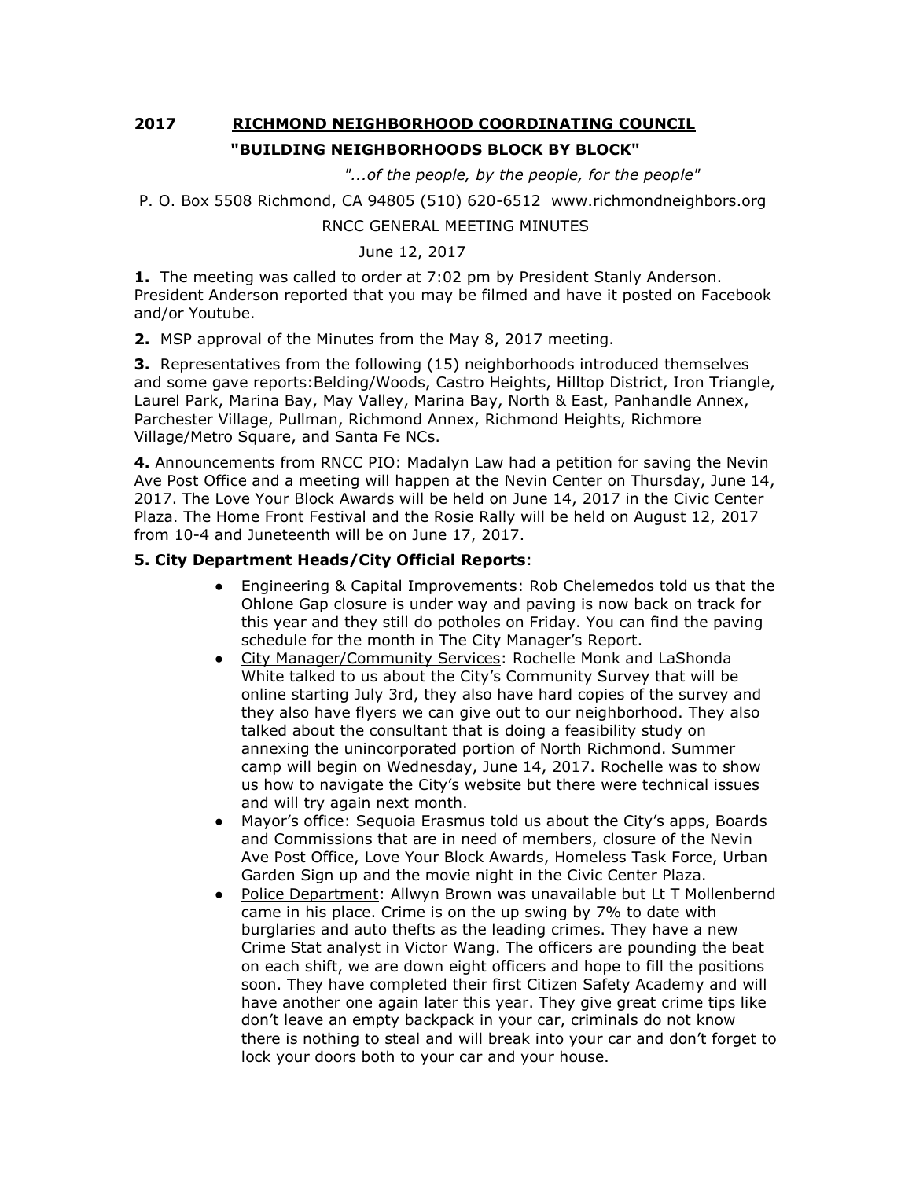**2017 RICHMOND NEIGHBORHOOD COORDINATING COUNCIL**

**"BUILDING NEIGHBORHOODS BLOCK BY BLOCK"**

*"...of the people, by the people, for the people"*

P. O. Box 5508 Richmond, CA 94805 (510) 620-6512 www.richmondneighbors.org

RNCC GENERAL MEETING MINUTES

June 12, 2017

**1.** The meeting was called to order at 7:02 pm by President Stanly Anderson. President Anderson reported that you may be filmed and have it posted on Facebook and/or Youtube.

**2.** MSP approval of the Minutes from the May 8, 2017 meeting.

**3.** Representatives from the following (15) neighborhoods introduced themselves and some gave reports:Belding/Woods, Castro Heights, Hilltop District, Iron Triangle, Laurel Park, Marina Bay, May Valley, Marina Bay, North & East, Panhandle Annex, Parchester Village, Pullman, Richmond Annex, Richmond Heights, Richmore Village/Metro Square, and Santa Fe NCs.

**4.** Announcements from RNCC PIO: Madalyn Law had a petition for saving the Nevin Ave Post Office and a meeting will happen at the Nevin Center on Thursday, June 14, 2017. The Love Your Block Awards will be held on June 14, 2017 in the Civic Center Plaza. The Home Front Festival and the Rosie Rally will be held on August 12, 2017 from 10-4 and Juneteenth will be on June 17, 2017.

**5. City Department Heads/City Official Reports**:

- Engineering & Capital Improvements: Rob Chelemedos told us that the Ohlone Gap closure is under way and paving is now back on track for this year and they still do potholes on Friday. You can find the paving schedule for the month in The City Manager's Report.
- City Manager/Community Services: Rochelle Monk and LaShonda White talked to us about the City's Community Survey that will be online starting July 3rd, they also have hard copies of the survey and they also have flyers we can give out to our neighborhood. They also talked about the consultant that is doing a feasibility study on annexing the unincorporated portion of North Richmond. Summer camp will begin on Wednesday, June 14, 2017. Rochelle was to show us how to navigate the City's website but there were technical issues and will try again next month.
- Mayor's office: Sequoia Erasmus told us about the City's apps, Boards and Commissions that are in need of members, closure of the Nevin Ave Post Office, Love Your Block Awards, Homeless Task Force, Urban Garden Sign up and the movie night in the Civic Center Plaza.
- Police Department: Allwyn Brown was unavailable but Lt T Mollenbernd came in his place. Crime is on the up swing by 7% to date with burglaries and auto thefts as the leading crimes. They have a new Crime Stat analyst in Victor Wang. The officers are pounding the beat on each shift, we are down eight officers and hope to fill the positions soon. They have completed their first Citizen Safety Academy and will have another one again later this year. They give great crime tips like don't leave an empty backpack in your car, criminals do not know there is nothing to steal and will break into your car and don't forget to lock your doors both to your car and your house.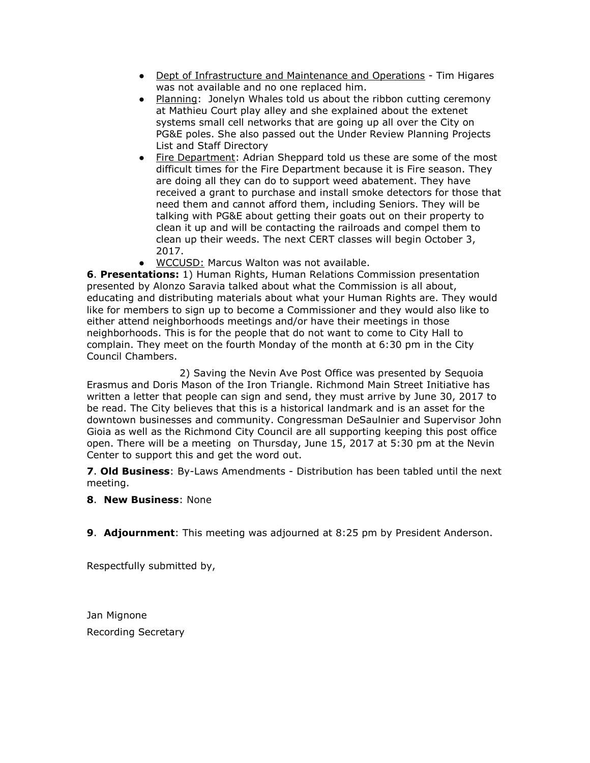- Dept of Infrastructure and Maintenance and Operations - Tim Higares was not available and no one replaced him.
- Planning: Jonelyn Whales told us about the ribbon cutting ceremony at Mathieu Court play alley and she explained about the extenet systems small cell networks that are going up all over the City on PG&E poles. She also passed out the Under Review Planning Projects List and Staff Directory
- Fire Department: Adrian Sheppard told us these are some of the most difficult times for the Fire Department because it is Fire season. They are doing all they can do to support weed abatement. They have received a grant to purchase and install smoke detectors for those that need them and cannot afford them, including Seniors. They will be talking with PG&E about getting their goats out on their property to clean it up and will be contacting the railroads and compel them to clean up their weeds. The next CERT classes will begin October 3, 2017.
- WCCUSD: Marcus Walton was not available.

**6**. **Presentations:** 1) Human Rights, Human Relations Commission presentation presented by Alonzo Saravia talked about what the Commission is all about, educating and distributing materials about what your Human Rights are. They would like for members to sign up to become a Commissioner and they would also like to either attend neighborhoods meetings and/or have their meetings in those neighborhoods. This is for the people that do not want to come to City Hall to complain. They meet on the fourth Monday of the month at 6:30 pm in the City Council Chambers.

2) Saving the Nevin Ave Post Office was presented by Sequoia Erasmus and Doris Mason of the Iron Triangle. Richmond Main Street Initiative has written a letter that people can sign and send, they must arrive by June 30, 2017 to be read. The City believes that this is a historical landmark and is an asset for the downtown businesses and community. Congressman DeSaulnier and Supervisor John Gioia as well as the Richmond City Council are all supporting keeping this post office open. There will be a meeting on Thursday, June 15, 2017 at 5:30 pm at the Nevin Center to support this and get the word out.

**7**. **Old Business**: By-Laws Amendments - Distribution has been tabled until the next meeting.

**8**. **New Business**: None

**9**. **Adjournment**: This meeting was adjourned at 8:25 pm by President Anderson.

Respectfully submitted by,

Jan Mignone

Recording Secretary